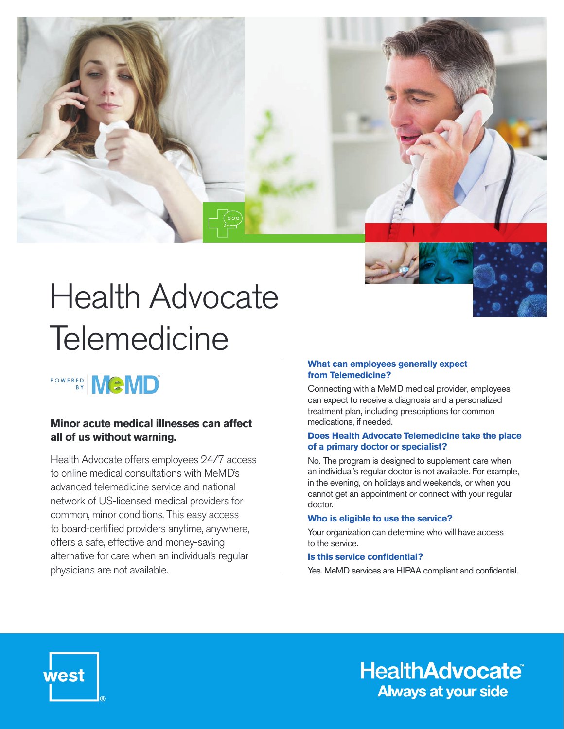# Health Advocate Telemedicine

POWERED BY MeMD

**Minor acute medical illnesses can affect all of us without warning.**

Health Advocate offers employees 24/7 access to online medical consultations with MeMD's advanced telemedicine service and national network of US-licensed medical providers for common, minor conditions. This easy access to board-certified providers anytime, anywhere, offers a safe, effective and money-saving alternative for care when an individual's regular physicians are not available.

### What can employees generally expect from Telemedicine?

Connecting with a MeMD medical provider, employees can expect to receive a diagnosis and a personalized treatment plan, including prescriptions for common medications, if needed.

### Does Health Advocate Telemedicine take the place of a primary doctor or specialist?

No. The program is designed to supplement care when an individual's regular doctor is not available. For example, in the evening, on holidays and weekends, or when you cannot get an appointment or connect with your regular doctor.

### Who is eligible to use the service?

Your organization can determine who will have access to the service.

### Is this service confidential?

Yes. MeMD services are HIPAA compliant and confidential.

west®

HealthAdvocate™
Always at your side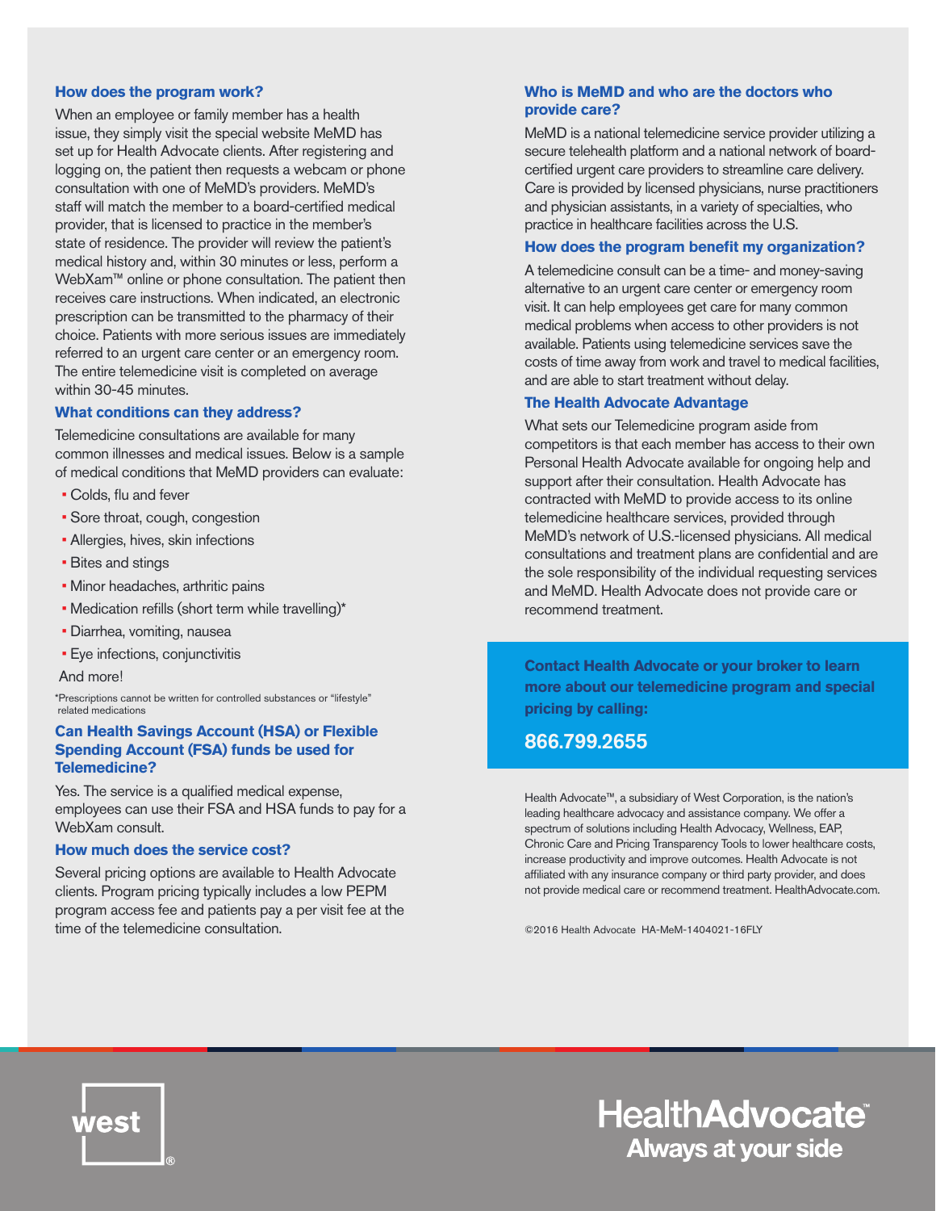## How does the program work?

When an employee or family member has a health issue, they simply visit the special website MeMD has set up for Health Advocate clients. After registering and logging on, the patient then requests a webcam or phone consultation with one of MeMD's providers. MeMD's staff will match the member to a board-certified medical provider, that is licensed to practice in the member's state of residence. The provider will review the patient's medical history and, within 30 minutes or less, perform a WebXam™ online or phone consultation. The patient then receives care instructions. When indicated, an electronic prescription can be transmitted to the pharmacy of their choice. Patients with more serious issues are immediately referred to an urgent care center or an emergency room. The entire telemedicine visit is completed on average within 30-45 minutes.

## What conditions can they address?

Telemedicine consultations are available for many common illnesses and medical issues. Below is a sample of medical conditions that MeMD providers can evaluate:

- Colds, flu and fever
- Sore throat, cough, congestion
- Allergies, hives, skin infections
- Bites and stings
- Minor headaches, arthritic pains
- Medication refills (short term while travelling)*
- Diarrhea, vomiting, nausea
- Eye infections, conjunctivitis

And more!

*Prescriptions cannot be written for controlled substances or "lifestyle" related medications

## Can Health Savings Account (HSA) or Flexible Spending Account (FSA) funds be used for Telemedicine?

Yes. The service is a qualified medical expense, employees can use their FSA and HSA funds to pay for a WebXam consult.

## How much does the service cost?

Several pricing options are available to Health Advocate clients. Program pricing typically includes a low PEPM program access fee and patients pay a per visit fee at the time of the telemedicine consultation.

## Who is MeMD and who are the doctors who provide care?

MeMD is a national telemedicine service provider utilizing a secure telehealth platform and a national network of board-certified urgent care providers to streamline care delivery. Care is provided by licensed physicians, nurse practitioners and physician assistants, in a variety of specialties, who practice in healthcare facilities across the U.S.

## How does the program benefit my organization?

A telemedicine consult can be a time- and money-saving alternative to an urgent care center or emergency room visit. It can help employees get care for many common medical problems when access to other providers is not available. Patients using telemedicine services save the costs of time away from work and travel to medical facilities, and are able to start treatment without delay.

## The Health Advocate Advantage

What sets our Telemedicine program aside from competitors is that each member has access to their own Personal Health Advocate available for ongoing help and support after their consultation. Health Advocate has contracted with MeMD to provide access to its online telemedicine healthcare services, provided through MeMD's network of U.S.-licensed physicians. All medical consultations and treatment plans are confidential and are the sole responsibility of the individual requesting services and MeMD. Health Advocate does not provide care or recommend treatment.

**Contact Health Advocate or your broker to learn more about our telemedicine program and special pricing by calling:**

**866.799.2655**

Health Advocate™, a subsidiary of West Corporation, is the nation's leading healthcare advocacy and assistance company. We offer a spectrum of solutions including Health Advocacy, Wellness, EAP, Chronic Care and Pricing Transparency Tools to lower healthcare costs, increase productivity and improve outcomes. Health Advocate is not affiliated with any insurance company or third party provider, and does not provide medical care or recommend treatment. HealthAdvocate.com.

©2016 Health Advocate HA-MeM-1404021-16FLY

west®

HealthAdvocate™
Always at your side